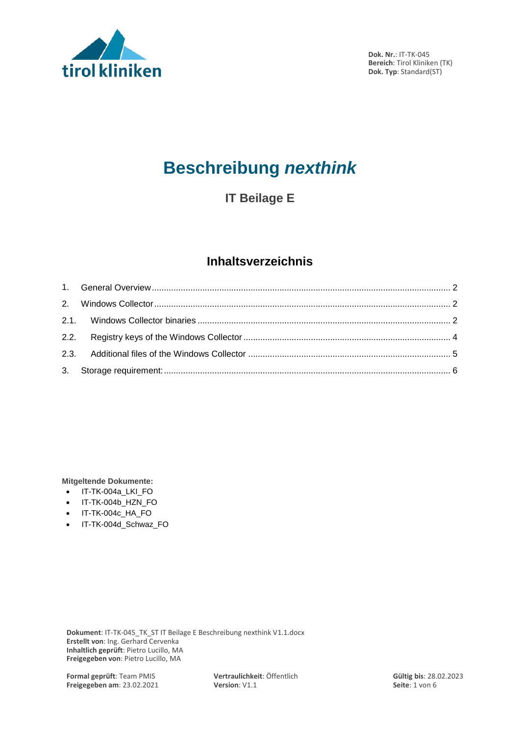**Dok. Nr.**: IT-TK-045
**Bereich**: Tirol Kliniken (TK)
**Dok. Typ**: Standard(ST)

# Beschreibung *nexthink*

## IT Beilage E

## Inhaltsverzeichnis

1. General Overview ........ 2
2. Windows Collector ........ 2
 2.1. Windows Collector binaries ........ 2
 2.2. Registry keys of the Windows Collector ........ 4
 2.3. Additional files of the Windows Collector ........ 5
3. Storage requirement: ........ 6

**Mitgeltende Dokumente:**

- IT-TK-004a_LKI_FO
- IT-TK-004b_HZN_FO
- IT-TK-004c_HA_FO
- IT-TK-004d_Schwaz_FO

**Dokument**: IT-TK-045_TK_ST IT Beilage E Beschreibung nexthink V1.1.docx
**Erstellt von**: Ing. Gerhard Cervenka
**Inhaltlich geprüft**: Pietro Lucillo, MA
**Freigegeben von**: Pietro Lucillo, MA

**Formal geprüft**: Team PMIS
**Freigegeben am**: 23.02.2021
**Vertraulichkeit**: Öffentlich
**Version**: V1.1
**Gültig bis**: 28.02.2023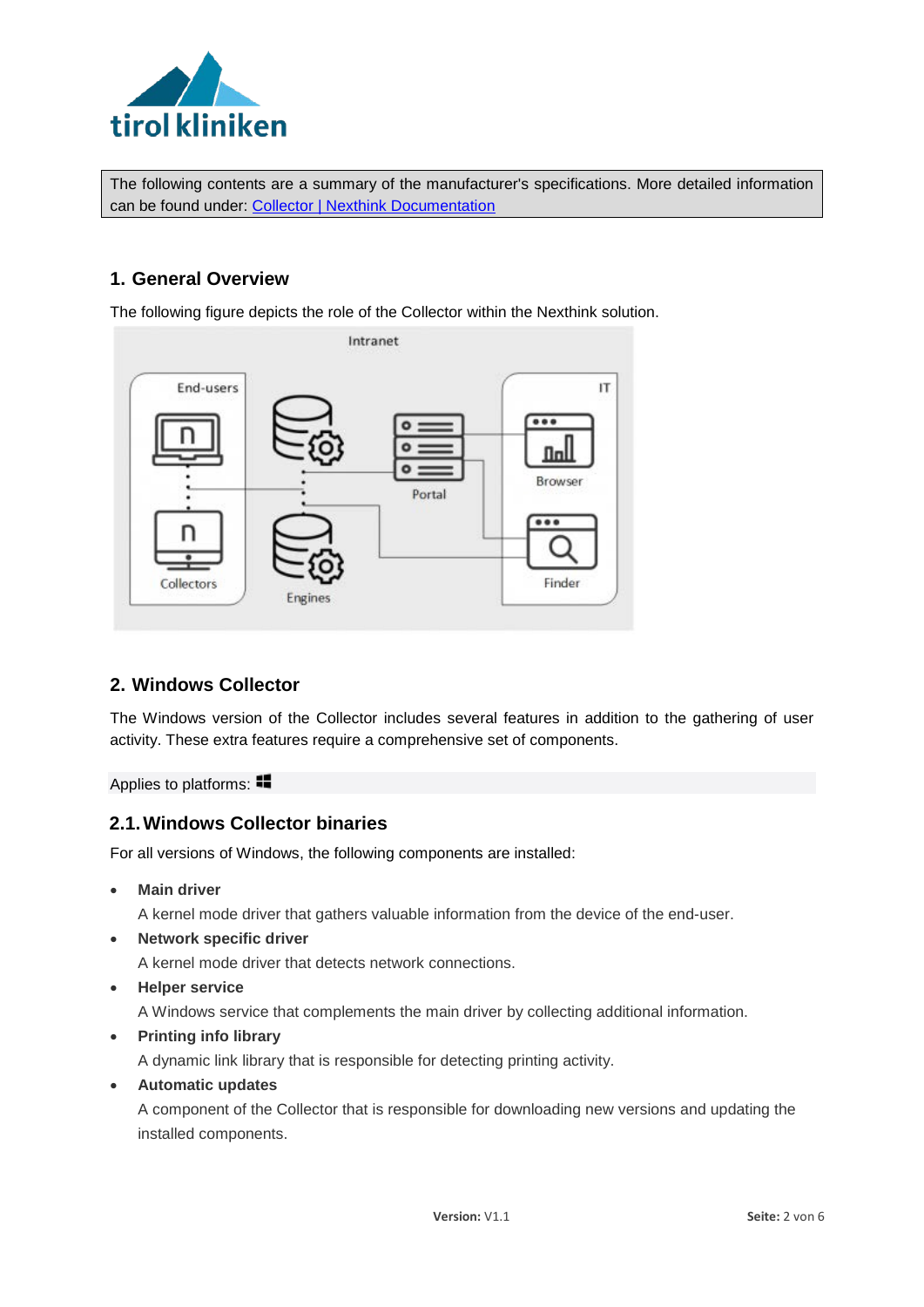The following contents are a summary of the manufacturer's specifications. More detailed information can be found under: [Collector | Nexthink Documentation]

## 1. General Overview

The following figure depicts the role of the Collector within the Nexthink solution.

## 2. Windows Collector

The Windows version of the Collector includes several features in addition to the gathering of user activity. These extra features require a comprehensive set of components.

Applies to platforms:

### 2.1. Windows Collector binaries

For all versions of Windows, the following components are installed:

- **Main driver**
  A kernel mode driver that gathers valuable information from the device of the end-user.
- **Network specific driver**
  A kernel mode driver that detects network connections.
- **Helper service**
  A Windows service that complements the main driver by collecting additional information.
- **Printing info library**
  A dynamic link library that is responsible for detecting printing activity.
- **Automatic updates**
  A component of the Collector that is responsible for downloading new versions and updating the installed components.

**Version:** V1.1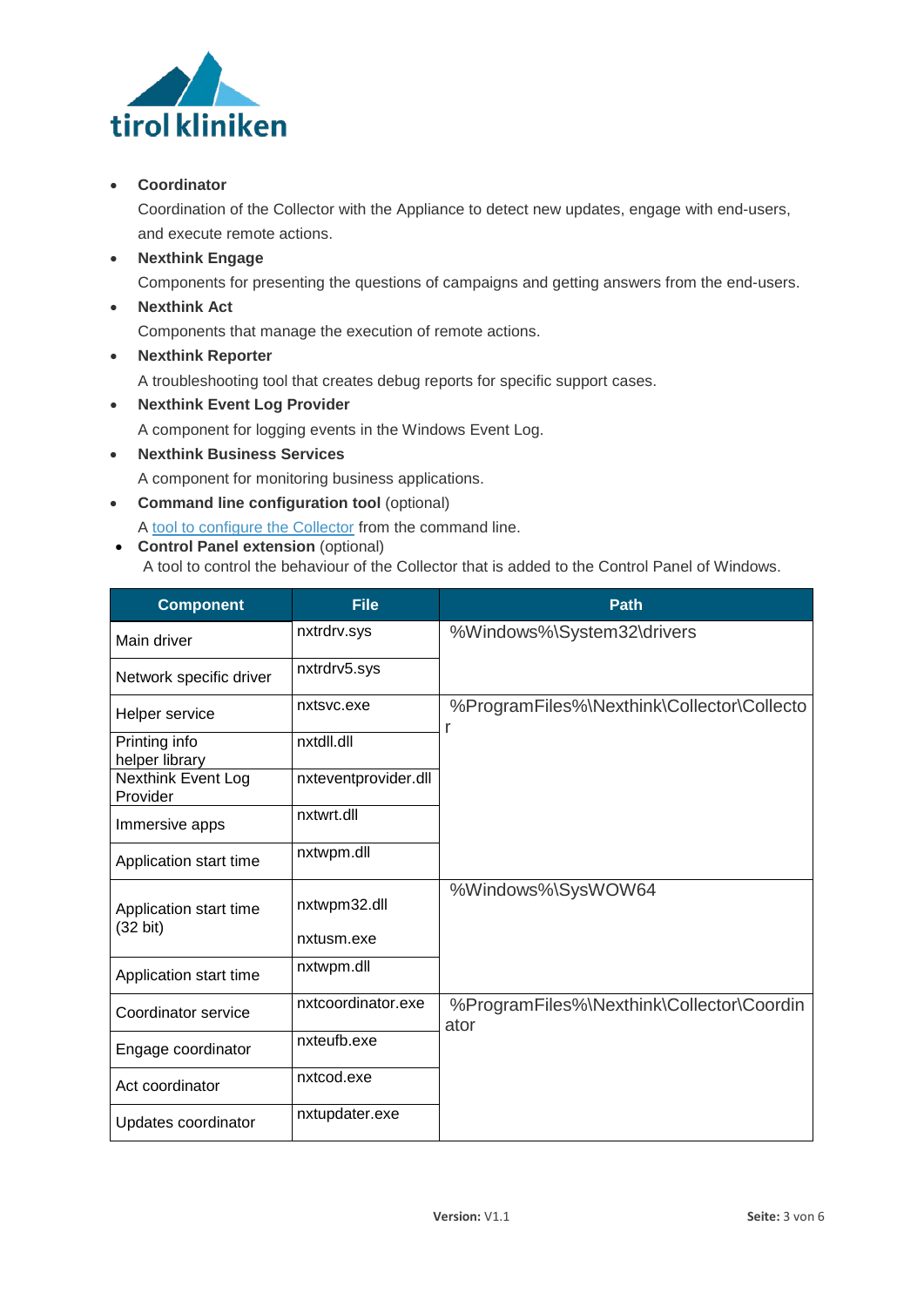- **Coordinator**
  Coordination of the Collector with the Appliance to detect new updates, engage with end-users, and execute remote actions.
- **Nexthink Engage**
  Components for presenting the questions of campaigns and getting answers from the end-users.
- **Nexthink Act**
  Components that manage the execution of remote actions.
- **Nexthink Reporter**
  A troubleshooting tool that creates debug reports for specific support cases.
- **Nexthink Event Log Provider**
  A component for logging events in the Windows Event Log.
- **Nexthink Business Services**
  A component for monitoring business applications.
- **Command line configuration tool** (optional)
  A tool to configure the Collector from the command line.
- **Control Panel extension** (optional)
  A tool to control the behaviour of the Collector that is added to the Control Panel of Windows.

| Component | File | Path |
|---|---|---|
| Main driver | nxtrdrv.sys | %Windows%\System32\drivers |
| Network specific driver | nxtrdrv5.sys | |
| Helper service | nxtsvc.exe | %ProgramFiles%\Nexthink\Collector\Collector |
| Printing info helper library | nxtdll.dll | |
| Nexthink Event Log Provider | nxteventprovider.dll | |
| Immersive apps | nxtwrt.dll | |
| Application start time | nxtwpm.dll | |
| Application start time (32 bit) | nxtwpm32.dll<br>nxtusm.exe | %Windows%\SysWOW64 |
| Application start time | nxtwpm.dll | |
| Coordinator service | nxtcoordinator.exe | %ProgramFiles%\Nexthink\Collector\Coordinator |
| Engage coordinator | nxteufb.exe | |
| Act coordinator | nxtcod.exe | |
| Updates coordinator | nxtupdater.exe | |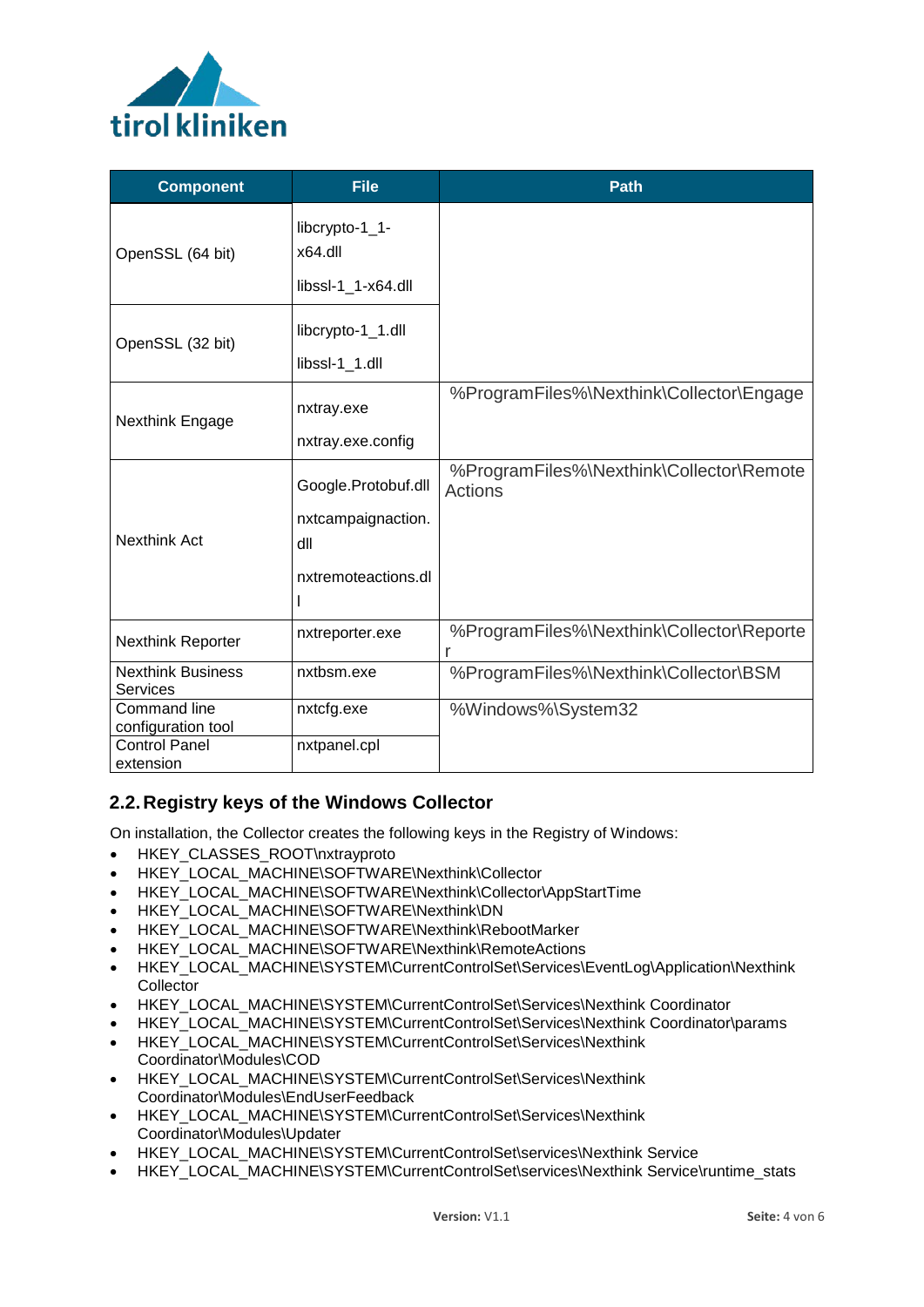| Component | File | Path |
|---|---|---|
| OpenSSL (64 bit) | libcrypto-1_1-x64.dll<br>libssl-1_1-x64.dll | |
| OpenSSL (32 bit) | libcrypto-1_1.dll<br>libssl-1_1.dll | |
| Nexthink Engage | nxtray.exe<br>nxtray.exe.config | %ProgramFiles%\Nexthink\Collector\Engage |
| Nexthink Act | Google.Protobuf.dll<br>nxtcampaignaction.dll<br>nxtremoteactions.dll | %ProgramFiles%\Nexthink\Collector\Remote Actions |
| Nexthink Reporter | nxtreporter.exe | %ProgramFiles%\Nexthink\Collector\Reporter |
| Nexthink Business Services | nxtbsm.exe | %ProgramFiles%\Nexthink\Collector\BSM |
| Command line configuration tool | nxtcfg.exe | %Windows%\System32 |
| Control Panel extension | nxtpanel.cpl | |

## 2.2. Registry keys of the Windows Collector

On installation, the Collector creates the following keys in the Registry of Windows:

- HKEY_CLASSES_ROOT\nxtrayproto
- HKEY_LOCAL_MACHINE\SOFTWARE\Nexthink\Collector
- HKEY_LOCAL_MACHINE\SOFTWARE\Nexthink\Collector\AppStartTime
- HKEY_LOCAL_MACHINE\SOFTWARE\Nexthink\DN
- HKEY_LOCAL_MACHINE\SOFTWARE\Nexthink\RebootMarker
- HKEY_LOCAL_MACHINE\SOFTWARE\Nexthink\RemoteActions
- HKEY_LOCAL_MACHINE\SYSTEM\CurrentControlSet\Services\EventLog\Application\Nexthink Collector
- HKEY_LOCAL_MACHINE\SYSTEM\CurrentControlSet\Services\Nexthink Coordinator
- HKEY_LOCAL_MACHINE\SYSTEM\CurrentControlSet\Services\Nexthink Coordinator\params
- HKEY_LOCAL_MACHINE\SYSTEM\CurrentControlSet\Services\Nexthink Coordinator\Modules\COD
- HKEY_LOCAL_MACHINE\SYSTEM\CurrentControlSet\Services\Nexthink Coordinator\Modules\EndUserFeedback
- HKEY_LOCAL_MACHINE\SYSTEM\CurrentControlSet\Services\Nexthink Coordinator\Modules\Updater
- HKEY_LOCAL_MACHINE\SYSTEM\CurrentControlSet\services\Nexthink Service
- HKEY_LOCAL_MACHINE\SYSTEM\CurrentControlSet\services\Nexthink Service\runtime_stats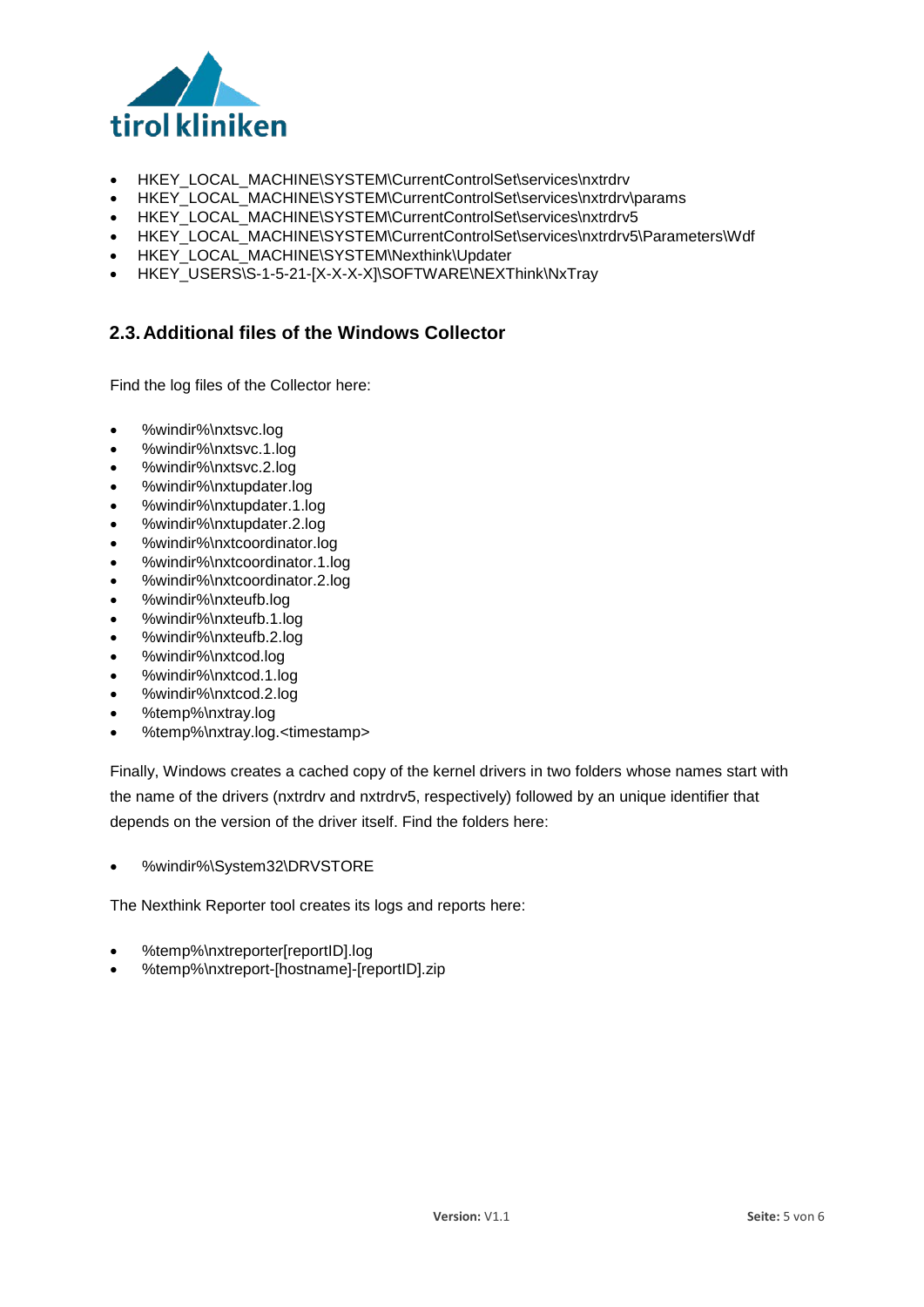- HKEY_LOCAL_MACHINE\SYSTEM\CurrentControlSet\services\nxtrdrv
- HKEY_LOCAL_MACHINE\SYSTEM\CurrentControlSet\services\nxtrdrv\params
- HKEY_LOCAL_MACHINE\SYSTEM\CurrentControlSet\services\nxtrdrv5
- HKEY_LOCAL_MACHINE\SYSTEM\CurrentControlSet\services\nxtrdrv5\Parameters\Wdf
- HKEY_LOCAL_MACHINE\SYSTEM\Nexthink\Updater
- HKEY_USERS\S-1-5-21-[X-X-X-X]\SOFTWARE\NEXThink\NxTray

## 2.3. Additional files of the Windows Collector

Find the log files of the Collector here:

- %windir%\nxtsvc.log
- %windir%\nxtsvc.1.log
- %windir%\nxtsvc.2.log
- %windir%\nxtupdater.log
- %windir%\nxtupdater.1.log
- %windir%\nxtupdater.2.log
- %windir%\nxtcoordinator.log
- %windir%\nxtcoordinator.1.log
- %windir%\nxtcoordinator.2.log
- %windir%\nxteufb.log
- %windir%\nxteufb.1.log
- %windir%\nxteufb.2.log
- %windir%\nxtcod.log
- %windir%\nxtcod.1.log
- %windir%\nxtcod.2.log
- %temp%\nxtray.log
- %temp%\nxtray.log.<timestamp>

Finally, Windows creates a cached copy of the kernel drivers in two folders whose names start with the name of the drivers (nxtrdrv and nxtrdrv5, respectively) followed by an unique identifier that depends on the version of the driver itself. Find the folders here:

- %windir%\System32\DRVSTORE

The Nexthink Reporter tool creates its logs and reports here:

- %temp%\nxtreporter[reportID].log
- %temp%\nxtreport-[hostname]-[reportID].zip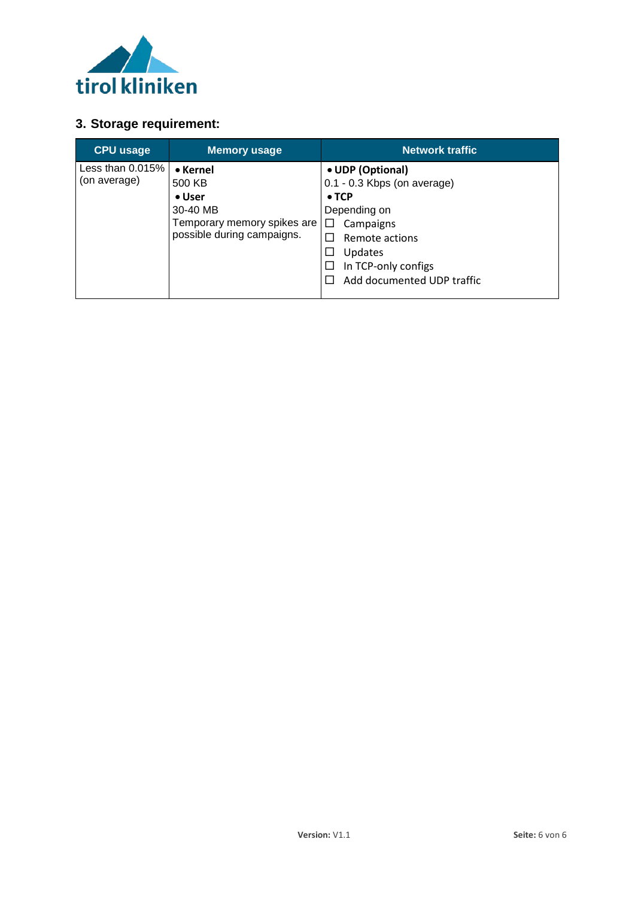## 3. Storage requirement:

| CPU usage | Memory usage | Network traffic |
|---|---|---|
| Less than 0.015% (on average) | • **Kernel**<br>500 KB<br>• **User**<br>30-40 MB<br>Temporary memory spikes are possible during campaigns. | • **UDP (Optional)**<br>0.1 - 0.3 Kbps (on average)<br>• **TCP**<br>Depending on<br>☐ Campaigns<br>☐ Remote actions<br>☐ Updates<br>☐ In TCP-only configs<br>☐ Add documented UDP traffic |

**Version:** V1.1